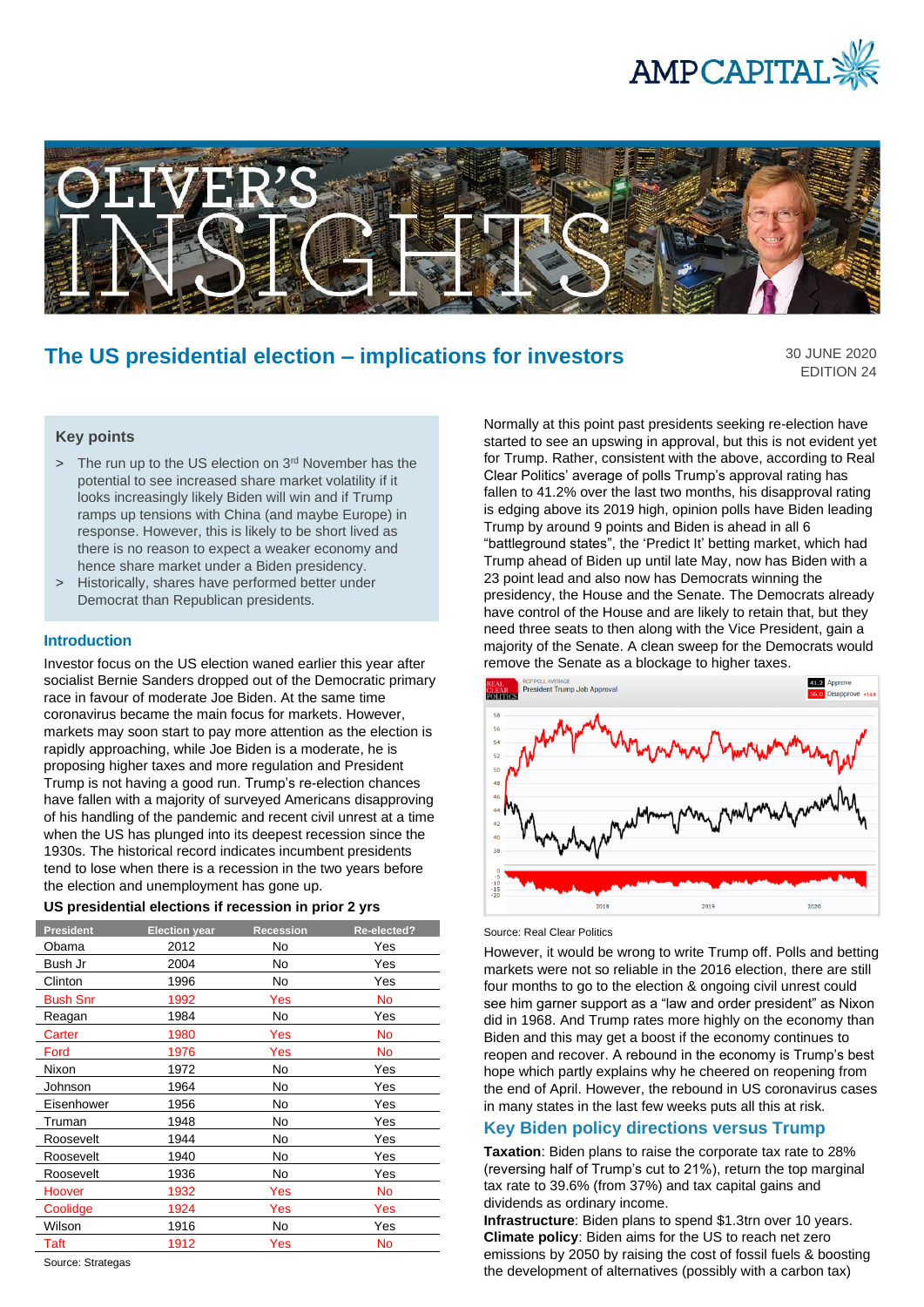# The US presidential election – implications for investors

30 JUNE 2020
EDITION 24

### Key points

> The run up to the US election on 3rd November has the potential to see increased share market volatility if it looks increasingly likely Biden will win and if Trump ramps up tensions with China (and maybe Europe) in response. However, this is likely to be short lived as there is no reason to expect a weaker economy and hence share market under a Biden presidency.

> Historically, shares have performed better under Democrat than Republican presidents.

### Introduction

Investor focus on the US election waned earlier this year after socialist Bernie Sanders dropped out of the Democratic primary race in favour of moderate Joe Biden. At the same time coronavirus became the main focus for markets. However, markets may soon start to pay more attention as the election is rapidly approaching, while Joe Biden is a moderate, he is proposing higher taxes and more regulation and President Trump is not having a good run. Trump's re-election chances have fallen with a majority of surveyed Americans disapproving of his handling of the pandemic and recent civil unrest at a time when the US has plunged into its deepest recession since the 1930s. The historical record indicates incumbent presidents tend to lose when there is a recession in the two years before the election and unemployment has gone up.

**US presidential elections if recession in prior 2 yrs**

| President | Election year | Recession | Re-elected? |
|---|---|---|---|
| Obama | 2012 | No | Yes |
| Bush Jr | 2004 | No | Yes |
| Clinton | 1996 | No | Yes |
| Bush Snr | 1992 | Yes | No |
| Reagan | 1984 | No | Yes |
| Carter | 1980 | Yes | No |
| Ford | 1976 | Yes | No |
| Nixon | 1972 | No | Yes |
| Johnson | 1964 | No | Yes |
| Eisenhower | 1956 | No | Yes |
| Truman | 1948 | No | Yes |
| Roosevelt | 1944 | No | Yes |
| Roosevelt | 1940 | No | Yes |
| Roosevelt | 1936 | No | Yes |
| Hoover | 1932 | Yes | No |
| Coolidge | 1924 | Yes | Yes |
| Wilson | 1916 | No | Yes |
| Taft | 1912 | Yes | No |

Source: Strategas

Normally at this point past presidents seeking re-election have started to see an upswing in approval, but this is not evident yet for Trump. Rather, consistent with the above, according to Real Clear Politics' average of polls Trump's approval rating has fallen to 41.2% over the last two months, his disapproval rating is edging above its 2019 high, opinion polls have Biden leading Trump by around 9 points and Biden is ahead in all 6 "battleground states", the 'Predict It' betting market, which had Trump ahead of Biden up until late May, now has Biden with a 23 point lead and also now has Democrats winning the presidency, the House and the Senate. The Democrats already have control of the House and are likely to retain that, but they need three seats to then along with the Vice President, gain a majority of the Senate. A clean sweep for the Democrats would remove the Senate as a blockage to higher taxes.

Source: Real Clear Politics

However, it would be wrong to write Trump off. Polls and betting markets were not so reliable in the 2016 election, there are still four months to go to the election & ongoing civil unrest could see him garner support as a "law and order president" as Nixon did in 1968. And Trump rates more highly on the economy than Biden and this may get a boost if the economy continues to reopen and recover. A rebound in the economy is Trump's best hope which partly explains why he cheered on reopening from the end of April. However, the rebound in US coronavirus cases in many states in the last few weeks puts all this at risk.

## Key Biden policy directions versus Trump

**Taxation**: Biden plans to raise the corporate tax rate to 28% (reversing half of Trump's cut to 21%), return the top marginal tax rate to 39.6% (from 37%) and tax capital gains and dividends as ordinary income.

**Infrastructure**: Biden plans to spend $1.3trn over 10 years.

**Climate policy**: Biden aims for the US to reach net zero emissions by 2050 by raising the cost of fossil fuels & boosting the development of alternatives (possibly with a carbon tax)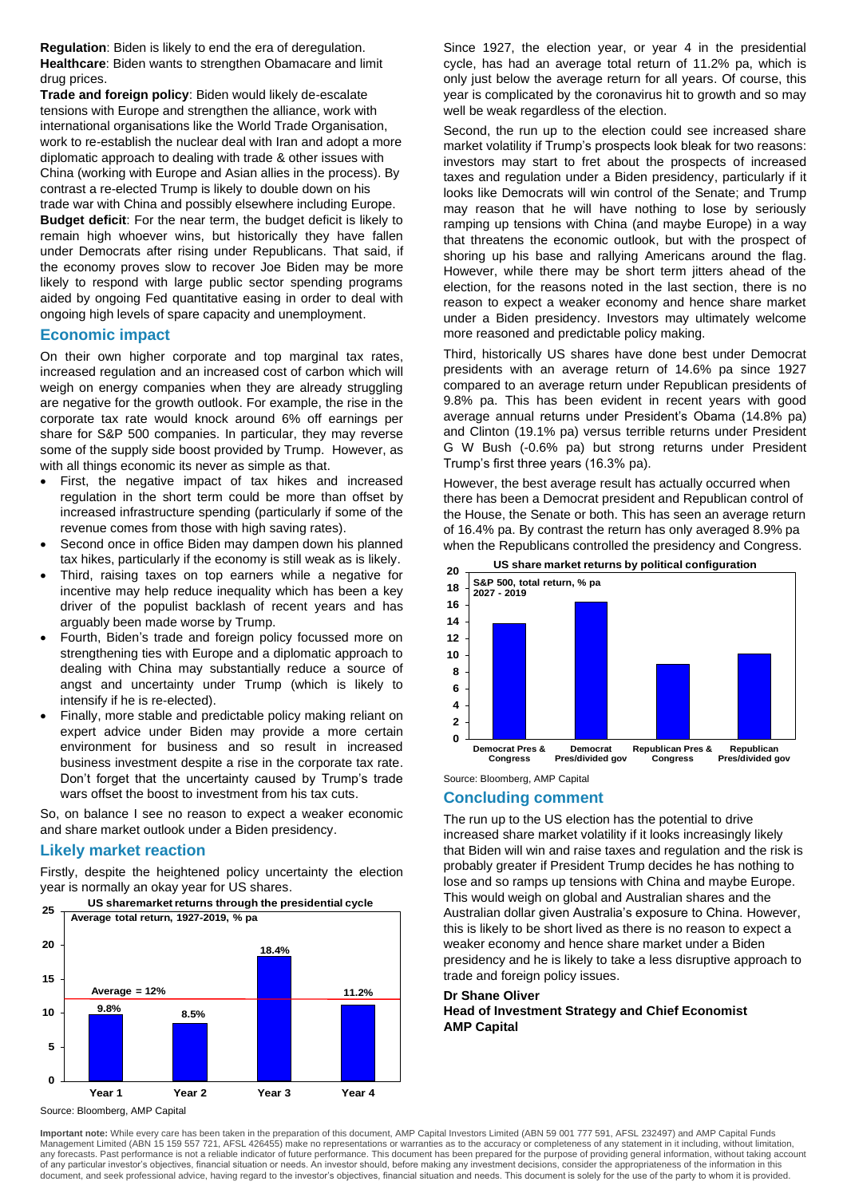**Regulation**: Biden is likely to end the era of deregulation.
**Healthcare**: Biden wants to strengthen Obamacare and limit drug prices.

**Trade and foreign policy**: Biden would likely de-escalate tensions with Europe and strengthen the alliance, work with international organisations like the World Trade Organisation, work to re-establish the nuclear deal with Iran and adopt a more diplomatic approach to dealing with trade & other issues with China (working with Europe and Asian allies in the process). By contrast a re-elected Trump is likely to double down on his trade war with China and possibly elsewhere including Europe.

**Budget deficit**: For the near term, the budget deficit is likely to remain high whoever wins, but historically they have fallen under Democrats after rising under Republicans. That said, if the economy proves slow to recover Joe Biden may be more likely to respond with large public sector spending programs aided by ongoing Fed quantitative easing in order to deal with ongoing high levels of spare capacity and unemployment.

## Economic impact

On their own higher corporate and top marginal tax rates, increased regulation and an increased cost of carbon which will weigh on energy companies when they are already struggling are negative for the growth outlook. For example, the rise in the corporate tax rate would knock around 6% off earnings per share for S&P 500 companies. In particular, they may reverse some of the supply side boost provided by Trump. However, as with all things economic its never as simple as that.

- First, the negative impact of tax hikes and increased regulation in the short term could be more than offset by increased infrastructure spending (particularly if some of the revenue comes from those with high saving rates).
- Second once in office Biden may dampen down his planned tax hikes, particularly if the economy is still weak as is likely.
- Third, raising taxes on top earners while a negative for incentive may help reduce inequality which has been a key driver of the populist backlash of recent years and has arguably been made worse by Trump.
- Fourth, Biden's trade and foreign policy focussed more on strengthening ties with Europe and a diplomatic approach to dealing with China may substantially reduce a source of angst and uncertainty under Trump (which is likely to intensify if he is re-elected).
- Finally, more stable and predictable policy making reliant on expert advice under Biden may provide a more certain environment for business and so result in increased business investment despite a rise in the corporate tax rate. Don't forget that the uncertainty caused by Trump's trade wars offset the boost to investment from his tax cuts.

So, on balance I see no reason to expect a weaker economic and share market outlook under a Biden presidency.

## Likely market reaction

Firstly, despite the heightened policy uncertainty the election year is normally an okay year for US shares.

US sharemarket returns through the presidential cycle

Average total return, 1927-2019, % pa

Average = 12%

9.8%
8.5%
18.4%
11.2%

Year 1
Year 2
Year 3
Year 4

Source: Bloomberg, AMP Capital

Since 1927, the election year, or year 4 in the presidential cycle, has had an average total return of 11.2% pa, which is only just below the average return for all years. Of course, this year is complicated by the coronavirus hit to growth and so may well be weak regardless of the election.

Second, the run up to the election could see increased share market volatility if Trump's prospects look bleak for two reasons: investors may start to fret about the prospects of increased taxes and regulation under a Biden presidency, particularly if it looks like Democrats will win control of the Senate; and Trump may reason that he will have nothing to lose by seriously ramping up tensions with China (and maybe Europe) in a way that threatens the economic outlook, but with the prospect of shoring up his base and rallying Americans around the flag. However, while there may be short term jitters ahead of the election, for the reasons noted in the last section, there is no reason to expect a weaker economy and hence share market under a Biden presidency. Investors may ultimately welcome more reasoned and predictable policy making.

Third, historically US shares have done best under Democrat presidents with an average return of 14.6% pa since 1927 compared to an average return under Republican presidents of 9.8% pa. This has been evident in recent years with good average annual returns under President's Obama (14.8% pa) and Clinton (19.1% pa) versus terrible returns under President G W Bush (-0.6% pa) but strong returns under President Trump's first three years (16.3% pa).

However, the best average result has actually occurred when there has been a Democrat president and Republican control of the House, the Senate or both. This has seen an average return of 16.4% pa. By contrast the return has only averaged 8.9% pa when the Republicans controlled the presidency and Congress.

US share market returns by political configuration

S&P 500, total return, % pa
2027 - 2019

Democrat Pres & Congress
Democrat Pres/divided gov
Republican Pres & Congress
Republican Pres/divided gov

Source: Bloomberg, AMP Capital

## Concluding comment

The run up to the US election has the potential to drive increased share market volatility if it looks increasingly likely that Biden will win and raise taxes and regulation and the risk is probably greater if President Trump decides he has nothing to lose and so ramps up tensions with China and maybe Europe. This would weigh on global and Australian shares and the Australian dollar given Australia's exposure to China. However, this is likely to be short lived as there is no reason to expect a weaker economy and hence share market under a Biden presidency and he is likely to take a less disruptive approach to trade and foreign policy issues.

**Dr Shane Oliver**
**Head of Investment Strategy and Chief Economist**
**AMP Capital**

**Important note:** While every care has been taken in the preparation of this document, AMP Capital Investors Limited (ABN 59 001 777 591, AFSL 232497) and AMP Capital Funds Management Limited (ABN 15 159 557 721, AFSL 426455) make no representations or warranties as to the accuracy or completeness of any statement in it including, without limitation, any forecasts. Past performance is not a reliable indicator of future performance. This document has been prepared for the purpose of providing general information, without taking account of any particular investor's objectives, financial situation or needs. An investor should, before making any investment decisions, consider the appropriateness of the information in this document, and seek professional advice, having regard to the investor's objectives, financial situation and needs. This document is solely for the use of the party to whom it is provided.